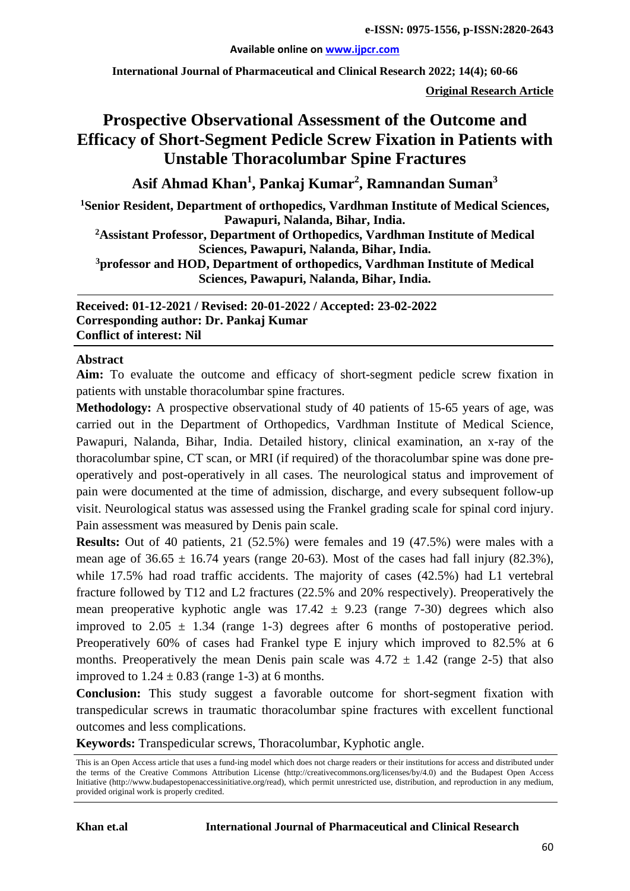Available online on www.ijpcr.com

**Original Research Article**

# Prospective Observational Assessment of the Outcome and Efficacy of Short-Segment Pedicle Screw Fixation in Patients with Unstable Thoracolumbar Spine Fractures

**Asif Ahmad Khan[1], Pankaj Kumar[2], Ramnandan Suman[3]**

**[1]Senior Resident, Department of orthopedics, Vardhman Institute of Medical Sciences, Pawapuri, Nalanda, Bihar, India.**

**[2]Assistant Professor, Department of Orthopedics, Vardhman Institute of Medical Sciences, Pawapuri, Nalanda, Bihar, India.**

**[3]professor and HOD, Department of orthopedics, Vardhman Institute of Medical Sciences, Pawapuri, Nalanda, Bihar, India.**

**Received: 01-12-2021 / Revised: 20-01-2022 / Accepted: 23-02-2022**
**Corresponding author: Dr. Pankaj Kumar**
**Conflict of interest: Nil**

## Abstract

**Aim:** To evaluate the outcome and efficacy of short-segment pedicle screw fixation in patients with unstable thoracolumbar spine fractures.

**Methodology:** A prospective observational study of 40 patients of 15-65 years of age, was carried out in the Department of Orthopedics, Vardhman Institute of Medical Science, Pawapuri, Nalanda, Bihar, India. Detailed history, clinical examination, an x-ray of the thoracolumbar spine, CT scan, or MRI (if required) of the thoracolumbar spine was done pre-operatively and post-operatively in all cases. The neurological status and improvement of pain were documented at the time of admission, discharge, and every subsequent follow-up visit. Neurological status was assessed using the Frankel grading scale for spinal cord injury. Pain assessment was measured by Denis pain scale.

**Results:** Out of 40 patients, 21 (52.5%) were females and 19 (47.5%) were males with a mean age of $36.65 \pm 16.74$ years (range 20-63). Most of the cases had fall injury (82.3%), while 17.5% had road traffic accidents. The majority of cases (42.5%) had L1 vertebral fracture followed by T12 and L2 fractures (22.5% and 20% respectively). Preoperatively the mean preoperative kyphotic angle was $17.42 \pm 9.23$ (range 7-30) degrees which also improved to $2.05 \pm 1.34$ (range 1-3) degrees after 6 months of postoperative period. Preoperatively 60% of cases had Frankel type E injury which improved to 82.5% at 6 months. Preoperatively the mean Denis pain scale was $4.72 \pm 1.42$ (range 2-5) that also improved to $1.24 \pm 0.83$ (range 1-3) at 6 months.

**Conclusion:** This study suggest a favorable outcome for short-segment fixation with transpedicular screws in traumatic thoracolumbar spine fractures with excellent functional outcomes and less complications.

**Keywords:** Transpedicular screws, Thoracolumbar, Kyphotic angle.

This is an Open Access article that uses a fund-ing model which does not charge readers or their institutions for access and distributed under the terms of the Creative Commons Attribution License (http://creativecommons.org/licenses/by/4.0) and the Budapest Open Access Initiative (http://www.budapestopenaccessinitiative.org/read), which permit unrestricted use, distribution, and reproduction in any medium, provided original work is properly credited.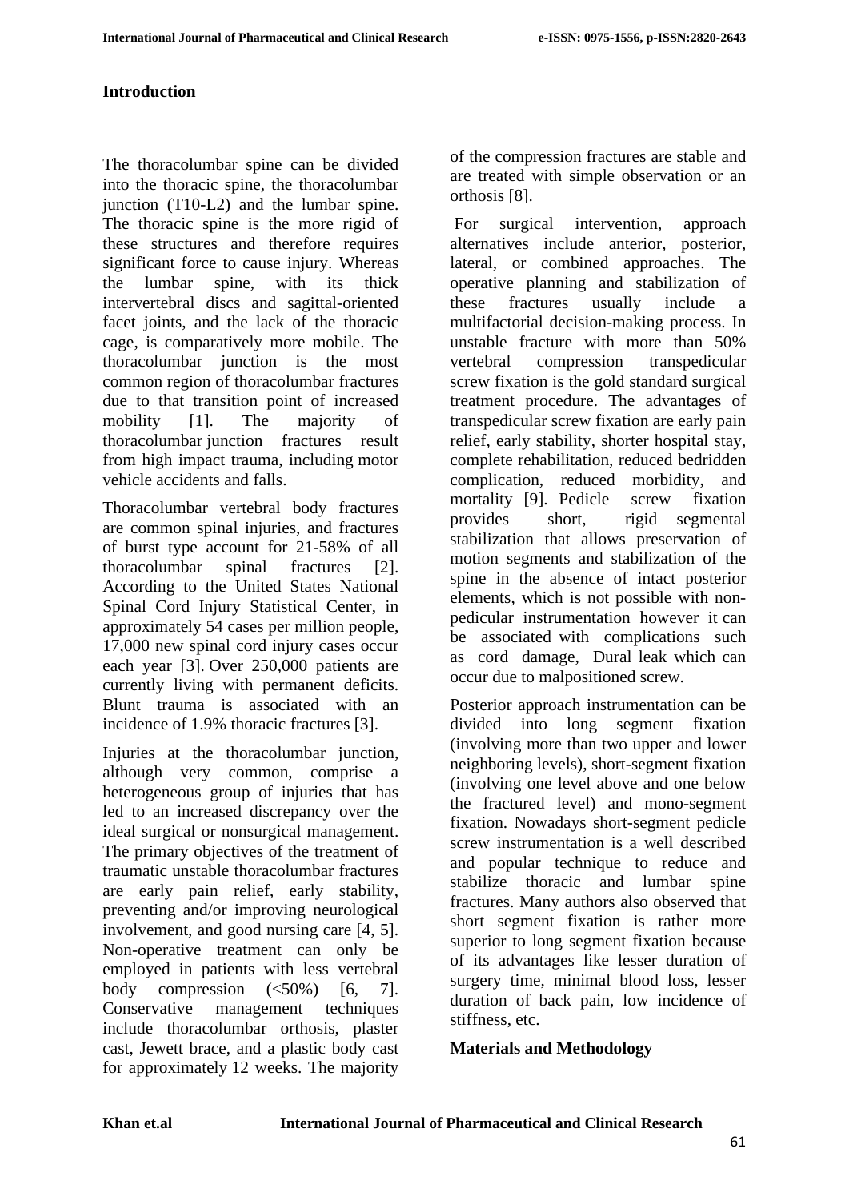## Introduction

The thoracolumbar spine can be divided into the thoracic spine, the thoracolumbar junction (T10-L2) and the lumbar spine. The thoracic spine is the more rigid of these structures and therefore requires significant force to cause injury. Whereas the lumbar spine, with its thick intervertebral discs and sagittal-oriented facet joints, and the lack of the thoracic cage, is comparatively more mobile. The thoracolumbar junction is the most common region of thoracolumbar fractures due to that transition point of increased mobility [1]. The majority of thoracolumbar junction fractures result from high impact trauma, including motor vehicle accidents and falls.

Thoracolumbar vertebral body fractures are common spinal injuries, and fractures of burst type account for 21-58% of all thoracolumbar spinal fractures [2]. According to the United States National Spinal Cord Injury Statistical Center, in approximately 54 cases per million people, 17,000 new spinal cord injury cases occur each year [3]. Over 250,000 patients are currently living with permanent deficits. Blunt trauma is associated with an incidence of 1.9% thoracic fractures [3].

Injuries at the thoracolumbar junction, although very common, comprise a heterogeneous group of injuries that has led to an increased discrepancy over the ideal surgical or nonsurgical management. The primary objectives of the treatment of traumatic unstable thoracolumbar fractures are early pain relief, early stability, preventing and/or improving neurological involvement, and good nursing care [4, 5]. Non-operative treatment can only be employed in patients with less vertebral body compression (<50%) [6, 7]. Conservative management techniques include thoracolumbar orthosis, plaster cast, Jewett brace, and a plastic body cast for approximately 12 weeks. The majority of the compression fractures are stable and are treated with simple observation or an orthosis [8].

For surgical intervention, approach alternatives include anterior, posterior, lateral, or combined approaches. The operative planning and stabilization of these fractures usually include a multifactorial decision-making process. In unstable fracture with more than 50% vertebral compression transpedicular screw fixation is the gold standard surgical treatment procedure. The advantages of transpedicular screw fixation are early pain relief, early stability, shorter hospital stay, complete rehabilitation, reduced bedridden complication, reduced morbidity, and mortality [9]. Pedicle screw fixation provides short, rigid segmental stabilization that allows preservation of motion segments and stabilization of the spine in the absence of intact posterior elements, which is not possible with non-pedicular instrumentation however it can be associated with complications such as cord damage, Dural leak which can occur due to malpositioned screw.

Posterior approach instrumentation can be divided into long segment fixation (involving more than two upper and lower neighboring levels), short-segment fixation (involving one level above and one below the fractured level) and mono-segment fixation. Nowadays short-segment pedicle screw instrumentation is a well described and popular technique to reduce and stabilize thoracic and lumbar spine fractures. Many authors also observed that short segment fixation is rather more superior to long segment fixation because of its advantages like lesser duration of surgery time, minimal blood loss, lesser duration of back pain, low incidence of stiffness, etc.

## Materials and Methodology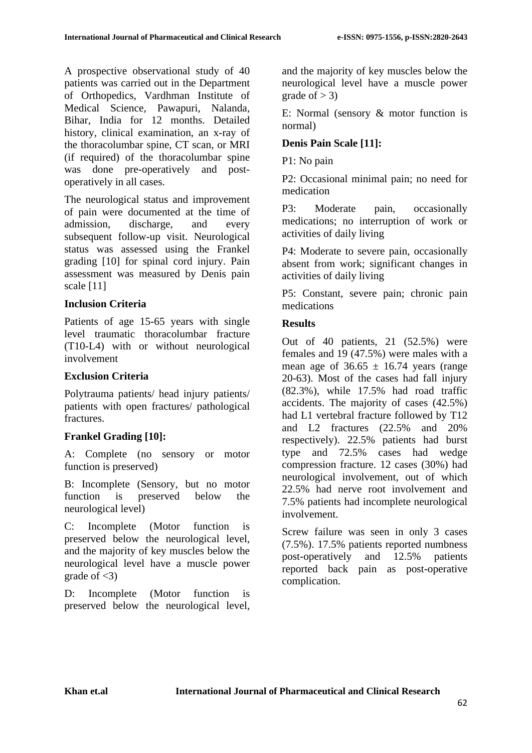A prospective observational study of 40 patients was carried out in the Department of Orthopedics, Vardhman Institute of Medical Science, Pawapuri, Nalanda, Bihar, India for 12 months. Detailed history, clinical examination, an x-ray of the thoracolumbar spine, CT scan, or MRI (if required) of the thoracolumbar spine was done pre-operatively and post-operatively in all cases.

The neurological status and improvement of pain were documented at the time of admission, discharge, and every subsequent follow-up visit. Neurological status was assessed using the Frankel grading [10] for spinal cord injury. Pain assessment was measured by Denis pain scale [11]

**Inclusion Criteria**

Patients of age 15-65 years with single level traumatic thoracolumbar fracture (T10-L4) with or without neurological involvement

**Exclusion Criteria**

Polytrauma patients/ head injury patients/ patients with open fractures/ pathological fractures.

**Frankel Grading [10]:**

A: Complete (no sensory or motor function is preserved)

B: Incomplete (Sensory, but no motor function is preserved below the neurological level)

C: Incomplete (Motor function is preserved below the neurological level, and the majority of key muscles below the neurological level have a muscle power grade of <3)

D: Incomplete (Motor function is preserved below the neurological level, and the majority of key muscles below the neurological level have a muscle power grade of > 3)

E: Normal (sensory & motor function is normal)

**Denis Pain Scale [11]:**

P1: No pain

P2: Occasional minimal pain; no need for medication

P3: Moderate pain, occasionally medications; no interruption of work or activities of daily living

P4: Moderate to severe pain, occasionally absent from work; significant changes in activities of daily living

P5: Constant, severe pain; chronic pain medications

**Results**

Out of 40 patients, 21 (52.5%) were females and 19 (47.5%) were males with a mean age of 36.65 ± 16.74 years (range 20-63). Most of the cases had fall injury (82.3%), while 17.5% had road traffic accidents. The majority of cases (42.5%) had L1 vertebral fracture followed by T12 and L2 fractures (22.5% and 20% respectively). 22.5% patients had burst type and 72.5% cases had wedge compression fracture. 12 cases (30%) had neurological involvement, out of which 22.5% had nerve root involvement and 7.5% patients had incomplete neurological involvement.

Screw failure was seen in only 3 cases (7.5%). 17.5% patients reported numbness post-operatively and 12.5% patients reported back pain as post-operative complication.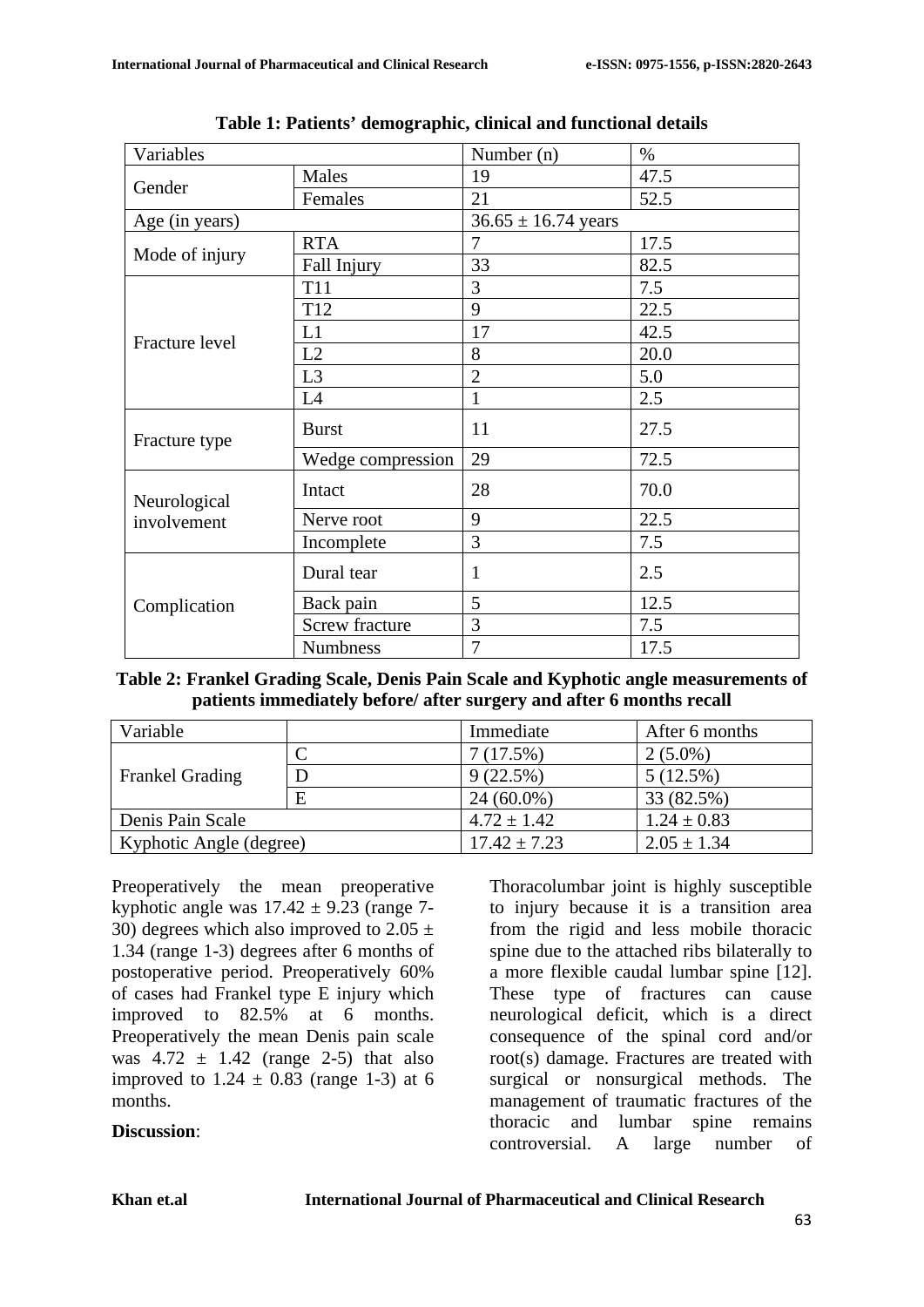**Table 1: Patients' demographic, clinical and functional details**

| Variables | | Number (n) | % |
|---|---|---|---|
| Gender | Males | 19 | 47.5 |
| | Females | 21 | 52.5 |
| Age (in years) | | 36.65 ± 16.74 years | |
| Mode of injury | RTA | 7 | 17.5 |
| | Fall Injury | 33 | 82.5 |
| Fracture level | T11 | 3 | 7.5 |
| | T12 | 9 | 22.5 |
| | L1 | 17 | 42.5 |
| | L2 | 8 | 20.0 |
| | L3 | 2 | 5.0 |
| | L4 | 1 | 2.5 |
| Fracture type | Burst | 11 | 27.5 |
| | Wedge compression | 29 | 72.5 |
| Neurological involvement | Intact | 28 | 70.0 |
| | Nerve root | 9 | 22.5 |
| | Incomplete | 3 | 7.5 |
| Complication | Dural tear | 1 | 2.5 |
| | Back pain | 5 | 12.5 |
| | Screw fracture | 3 | 7.5 |
| | Numbness | 7 | 17.5 |

**Table 2: Frankel Grading Scale, Denis Pain Scale and Kyphotic angle measurements of patients immediately before/ after surgery and after 6 months recall**

| Variable | | Immediate | After 6 months |
|---|---|---|---|
| Frankel Grading | C | 7 (17.5%) | 2 (5.0%) |
| | D | 9 (22.5%) | 5 (12.5%) |
| | E | 24 (60.0%) | 33 (82.5%) |
| Denis Pain Scale | | 4.72 ± 1.42 | 1.24 ± 0.83 |
| Kyphotic Angle (degree) | | 17.42 ± 7.23 | 2.05 ± 1.34 |

Preoperatively the mean preoperative kyphotic angle was 17.42 ± 9.23 (range 7-30) degrees which also improved to 2.05 ± 1.34 (range 1-3) degrees after 6 months of postoperative period. Preoperatively 60% of cases had Frankel type E injury which improved to 82.5% at 6 months. Preoperatively the mean Denis pain scale was 4.72 ± 1.42 (range 2-5) that also improved to 1.24 ± 0.83 (range 1-3) at 6 months.

**Discussion**:

Thoracolumbar joint is highly susceptible to injury because it is a transition area from the rigid and less mobile thoracic spine due to the attached ribs bilaterally to a more flexible caudal lumbar spine [12]. These type of fractures can cause neurological deficit, which is a direct consequence of the spinal cord and/or root(s) damage. Fractures are treated with surgical or nonsurgical methods. The management of traumatic fractures of the thoracic and lumbar spine remains controversial. A large number of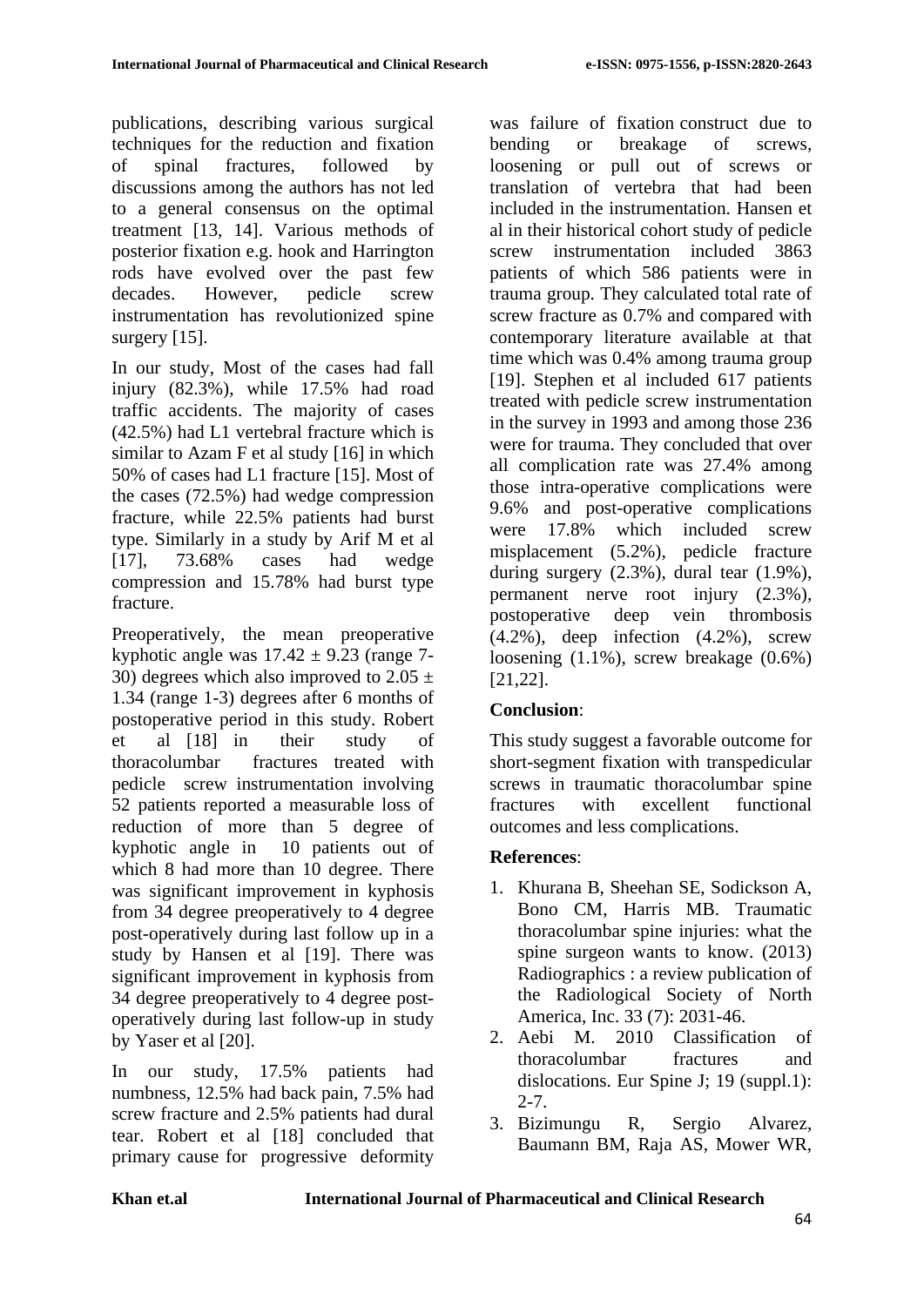publications, describing various surgical techniques for the reduction and fixation of spinal fractures, followed by discussions among the authors has not led to a general consensus on the optimal treatment [13, 14]. Various methods of posterior fixation e.g. hook and Harrington rods have evolved over the past few decades. However, pedicle screw instrumentation has revolutionized spine surgery [15].

In our study, Most of the cases had fall injury (82.3%), while 17.5% had road traffic accidents. The majority of cases (42.5%) had L1 vertebral fracture which is similar to Azam F et al study [16] in which 50% of cases had L1 fracture [15]. Most of the cases (72.5%) had wedge compression fracture, while 22.5% patients had burst type. Similarly in a study by Arif M et al [17], 73.68% cases had wedge compression and 15.78% had burst type fracture.

Preoperatively, the mean preoperative kyphotic angle was $17.42 \pm 9.23$ (range 7-30) degrees which also improved to $2.05 \pm 1.34$ (range 1-3) degrees after 6 months of postoperative period in this study. Robert et al [18] in their study of thoracolumbar fractures treated with pedicle screw instrumentation involving 52 patients reported a measurable loss of reduction of more than 5 degree of kyphotic angle in 10 patients out of which 8 had more than 10 degree. There was significant improvement in kyphosis from 34 degree preoperatively to 4 degree post-operatively during last follow up in a study by Hansen et al [19]. There was significant improvement in kyphosis from 34 degree preoperatively to 4 degree post-operatively during last follow-up in study by Yaser et al [20].

In our study, 17.5% patients had numbness, 12.5% had back pain, 7.5% had screw fracture and 2.5% patients had dural tear. Robert et al [18] concluded that primary cause for progressive deformity was failure of fixation construct due to bending or breakage of screws, loosening or pull out of screws or translation of vertebra that had been included in the instrumentation. Hansen et al in their historical cohort study of pedicle screw instrumentation included 3863 patients of which 586 patients were in trauma group. They calculated total rate of screw fracture as 0.7% and compared with contemporary literature available at that time which was 0.4% among trauma group [19]. Stephen et al included 617 patients treated with pedicle screw instrumentation in the survey in 1993 and among those 236 were for trauma. They concluded that over all complication rate was 27.4% among those intra-operative complications were 9.6% and post-operative complications were 17.8% which included screw misplacement (5.2%), pedicle fracture during surgery (2.3%), dural tear (1.9%), permanent nerve root injury (2.3%), postoperative deep vein thrombosis (4.2%), deep infection (4.2%), screw loosening (1.1%), screw breakage (0.6%) [21,22].

## Conclusion:

This study suggest a favorable outcome for short-segment fixation with transpedicular screws in traumatic thoracolumbar spine fractures with excellent functional outcomes and less complications.

## References:

1. Khurana B, Sheehan SE, Sodickson A, Bono CM, Harris MB. Traumatic thoracolumbar spine injuries: what the spine surgeon wants to know. (2013) Radiographics : a review publication of the Radiological Society of North America, Inc. 33 (7): 2031-46.
2. Aebi M. 2010 Classification of thoracolumbar fractures and dislocations. Eur Spine J; 19 (suppl.1): 2-7.
3. Bizimungu R, Sergio Alvarez, Baumann BM, Raja AS, Mower WR,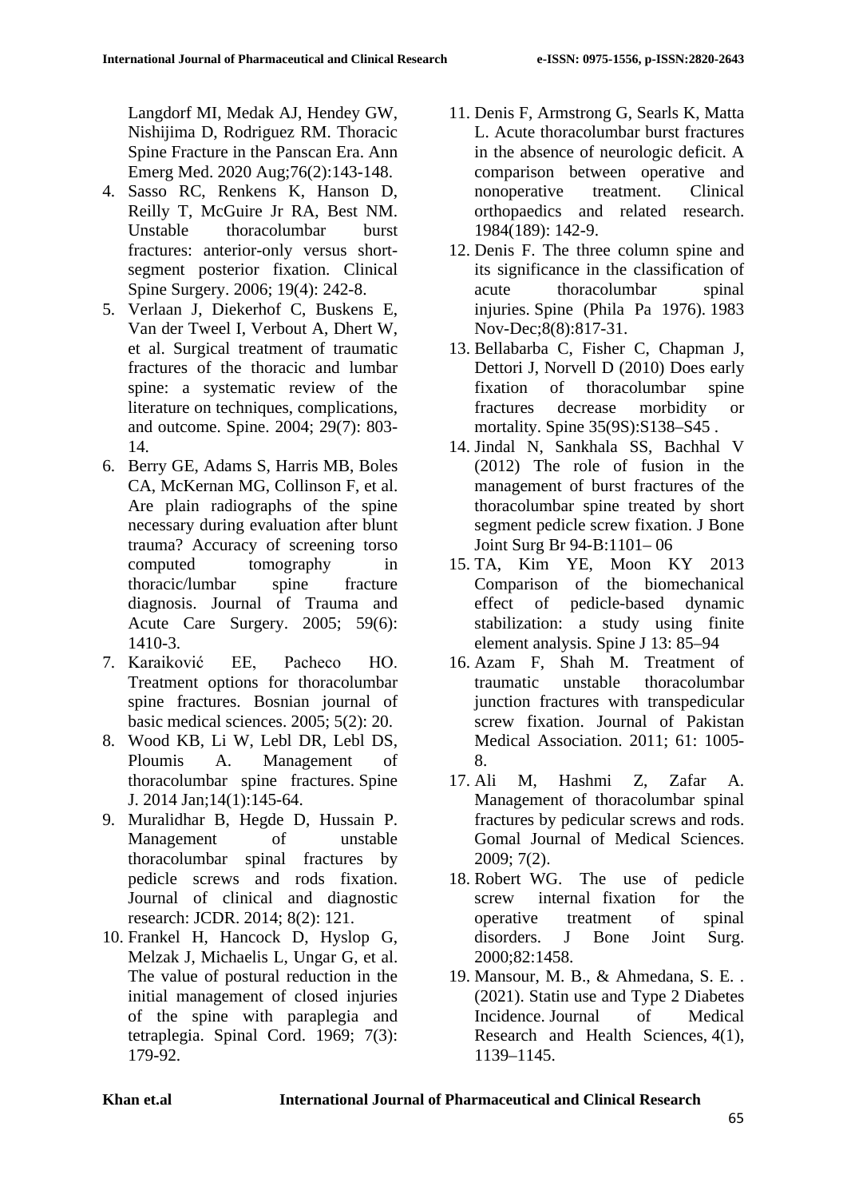Langdorf MI, Medak AJ, Hendey GW, Nishijima D, Rodriguez RM. Thoracic Spine Fracture in the Panscan Era. Ann Emerg Med. 2020 Aug;76(2):143-148.

4. Sasso RC, Renkens K, Hanson D, Reilly T, McGuire Jr RA, Best NM. Unstable thoracolumbar burst fractures: anterior-only versus short-segment posterior fixation. Clinical Spine Surgery. 2006; 19(4): 242-8.
5. Verlaan J, Diekerhof C, Buskens E, Van der Tweel I, Verbout A, Dhert W, et al. Surgical treatment of traumatic fractures of the thoracic and lumbar spine: a systematic review of the literature on techniques, complications, and outcome. Spine. 2004; 29(7): 803-14.
6. Berry GE, Adams S, Harris MB, Boles CA, McKernan MG, Collinson F, et al. Are plain radiographs of the spine necessary during evaluation after blunt trauma? Accuracy of screening torso computed tomography in thoracic/lumbar spine fracture diagnosis. Journal of Trauma and Acute Care Surgery. 2005; 59(6): 1410-3.
7. Karaiković EE, Pacheco HO. Treatment options for thoracolumbar spine fractures. Bosnian journal of basic medical sciences. 2005; 5(2): 20.
8. Wood KB, Li W, Lebl DR, Lebl DS, Ploumis A. Management of thoracolumbar spine fractures. Spine J. 2014 Jan;14(1):145-64.
9. Muralidhar B, Hegde D, Hussain P. Management of unstable thoracolumbar spinal fractures by pedicle screws and rods fixation. Journal of clinical and diagnostic research: JCDR. 2014; 8(2): 121.
10. Frankel H, Hancock D, Hyslop G, Melzak J, Michaelis L, Ungar G, et al. The value of postural reduction in the initial management of closed injuries of the spine with paraplegia and tetraplegia. Spinal Cord. 1969; 7(3): 179-92.
11. Denis F, Armstrong G, Searls K, Matta L. Acute thoracolumbar burst fractures in the absence of neurologic deficit. A comparison between operative and nonoperative treatment. Clinical orthopaedics and related research. 1984(189): 142-9.
12. Denis F. The three column spine and its significance in the classification of acute thoracolumbar spinal injuries. Spine (Phila Pa 1976). 1983 Nov-Dec;8(8):817-31.
13. Bellabarba C, Fisher C, Chapman J, Dettori J, Norvell D (2010) Does early fixation of thoracolumbar spine fractures decrease morbidity or mortality. Spine 35(9S):S138–S45 .
14. Jindal N, Sankhala SS, Bachhal V (2012) The role of fusion in the management of burst fractures of the thoracolumbar spine treated by short segment pedicle screw fixation. J Bone Joint Surg Br 94-B:1101– 06
15. TA, Kim YE, Moon KY 2013 Comparison of the biomechanical effect of pedicle-based dynamic stabilization: a study using finite element analysis. Spine J 13: 85–94
16. Azam F, Shah M. Treatment of traumatic unstable thoracolumbar junction fractures with transpedicular screw fixation. Journal of Pakistan Medical Association. 2011; 61: 1005-8.
17. Ali M, Hashmi Z, Zafar A. Management of thoracolumbar spinal fractures by pedicular screws and rods. Gomal Journal of Medical Sciences. 2009; 7(2).
18. Robert WG. The use of pedicle screw internal fixation for the operative treatment of spinal disorders. J Bone Joint Surg. 2000;82:1458.
19. Mansour, M. B., & Ahmedana, S. E. . (2021). Statin use and Type 2 Diabetes Incidence. Journal of Medical Research and Health Sciences, 4(1), 1139–1145.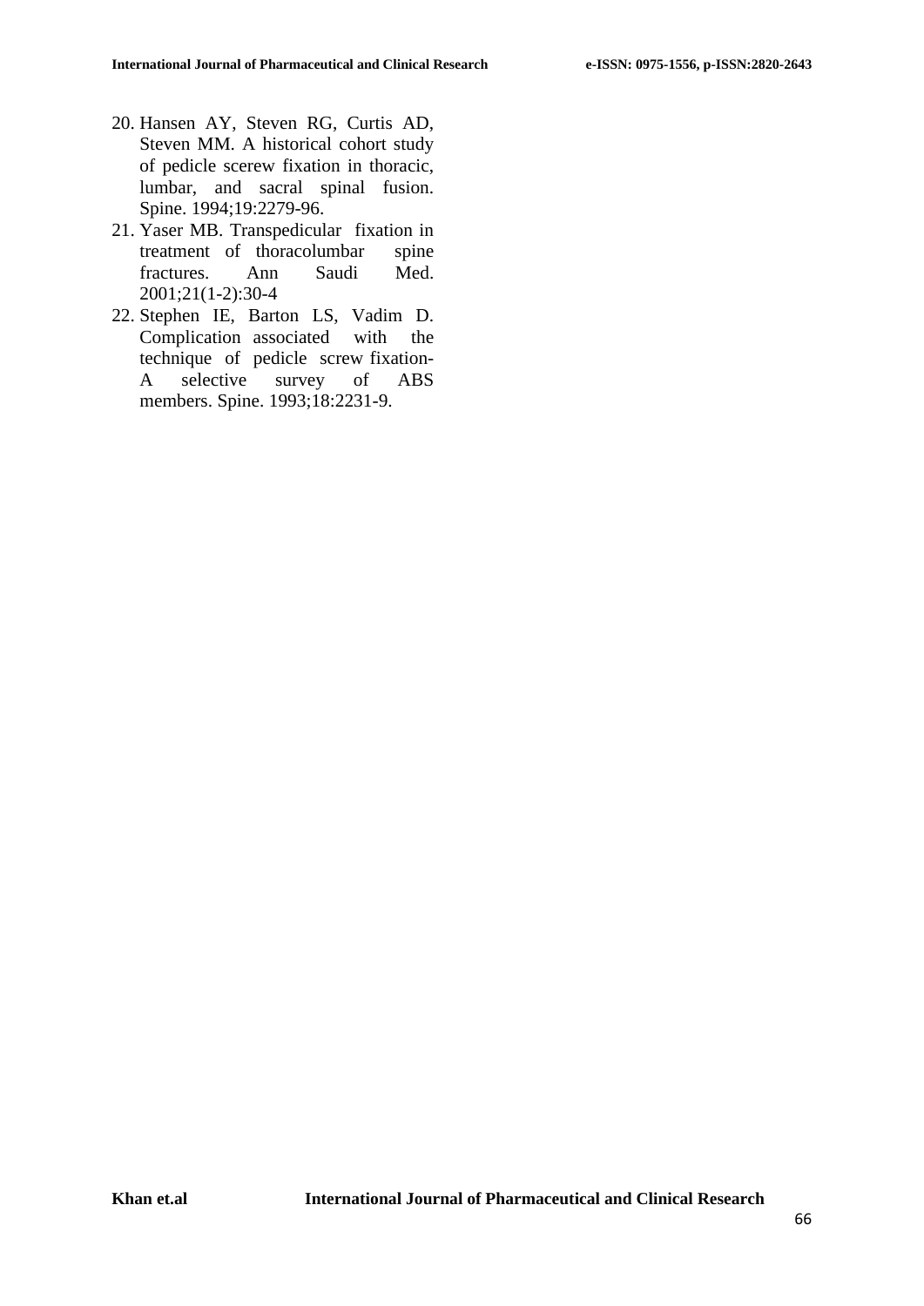20. Hansen AY, Steven RG, Curtis AD, Steven MM. A historical cohort study of pedicle scerew fixation in thoracic, lumbar, and sacral spinal fusion. Spine. 1994;19:2279-96.
21. Yaser MB. Transpedicular fixation in treatment of thoracolumbar spine fractures. Ann Saudi Med. 2001;21(1-2):30-4
22. Stephen IE, Barton LS, Vadim D. Complication associated with the technique of pedicle screw fixation- A selective survey of ABS members. Spine. 1993;18:2231-9.